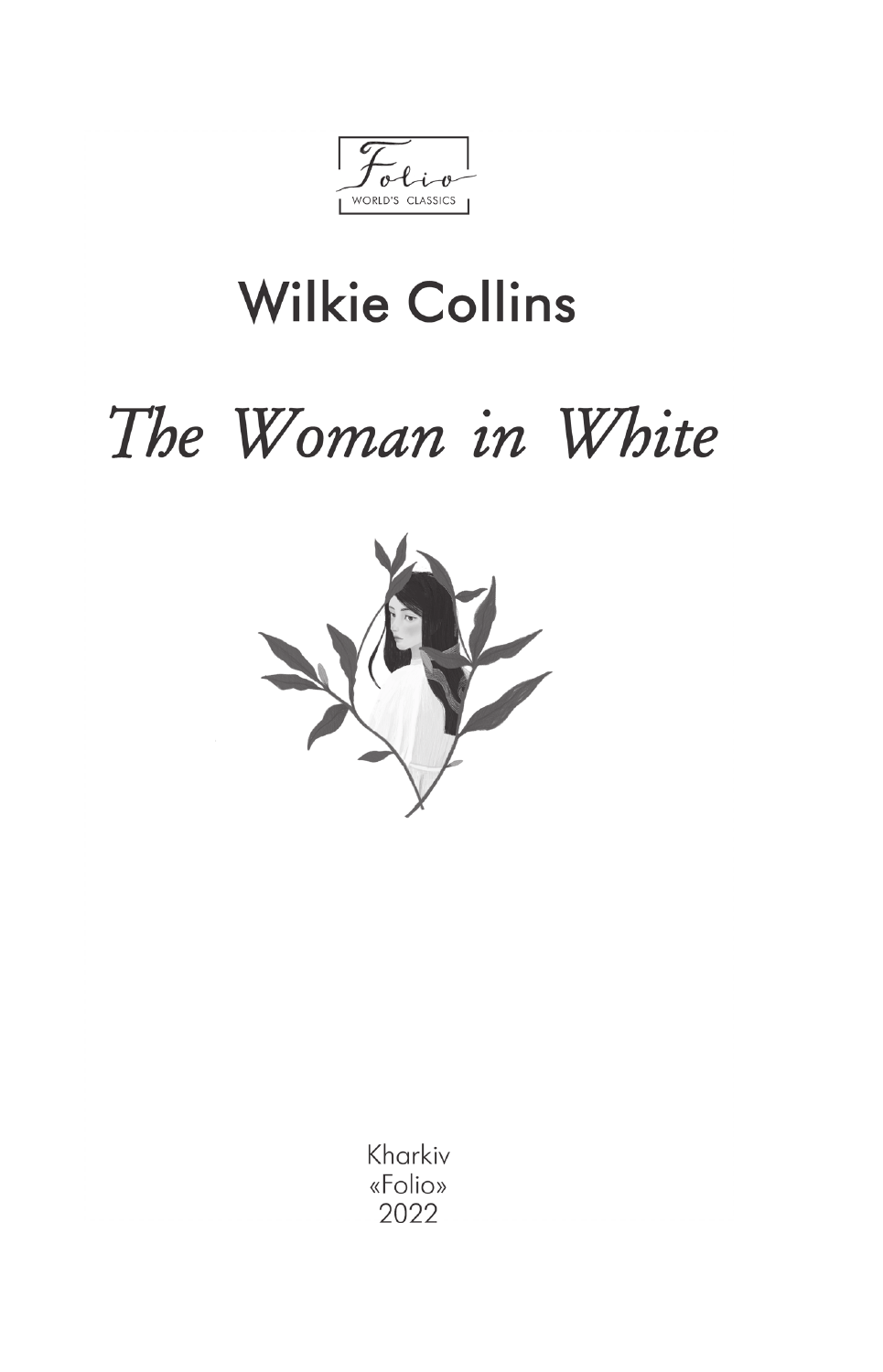Folio
WORLD'S CLASSICS

# Wilkie Collins

# *The Woman in White*

Kharkiv
«Folio»
2022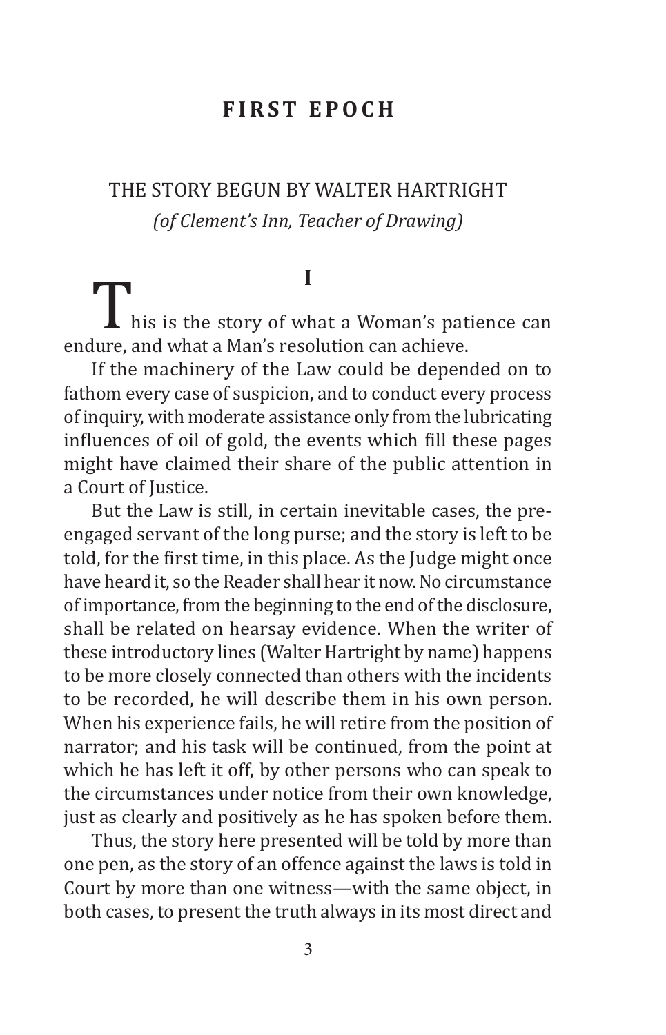# FIRST EPOCH

## THE STORY BEGUN BY WALTER HARTRIGHT

*(of Clement's Inn, Teacher of Drawing)*

### I

This is the story of what a Woman's patience can endure, and what a Man's resolution can achieve.

If the machinery of the Law could be depended on to fathom every case of suspicion, and to conduct every process of inquiry, with moderate assistance only from the lubricating influences of oil of gold, the events which fill these pages might have claimed their share of the public attention in a Court of Justice.

But the Law is still, in certain inevitable cases, the pre-engaged servant of the long purse; and the story is left to be told, for the first time, in this place. As the Judge might once have heard it, so the Reader shall hear it now. No circumstance of importance, from the beginning to the end of the disclosure, shall be related on hearsay evidence. When the writer of these introductory lines (Walter Hartright by name) happens to be more closely connected than others with the incidents to be recorded, he will describe them in his own person. When his experience fails, he will retire from the position of narrator; and his task will be continued, from the point at which he has left it off, by other persons who can speak to the circumstances under notice from their own knowledge, just as clearly and positively as he has spoken before them.

Thus, the story here presented will be told by more than one pen, as the story of an offence against the laws is told in Court by more than one witness—with the same object, in both cases, to present the truth always in its most direct and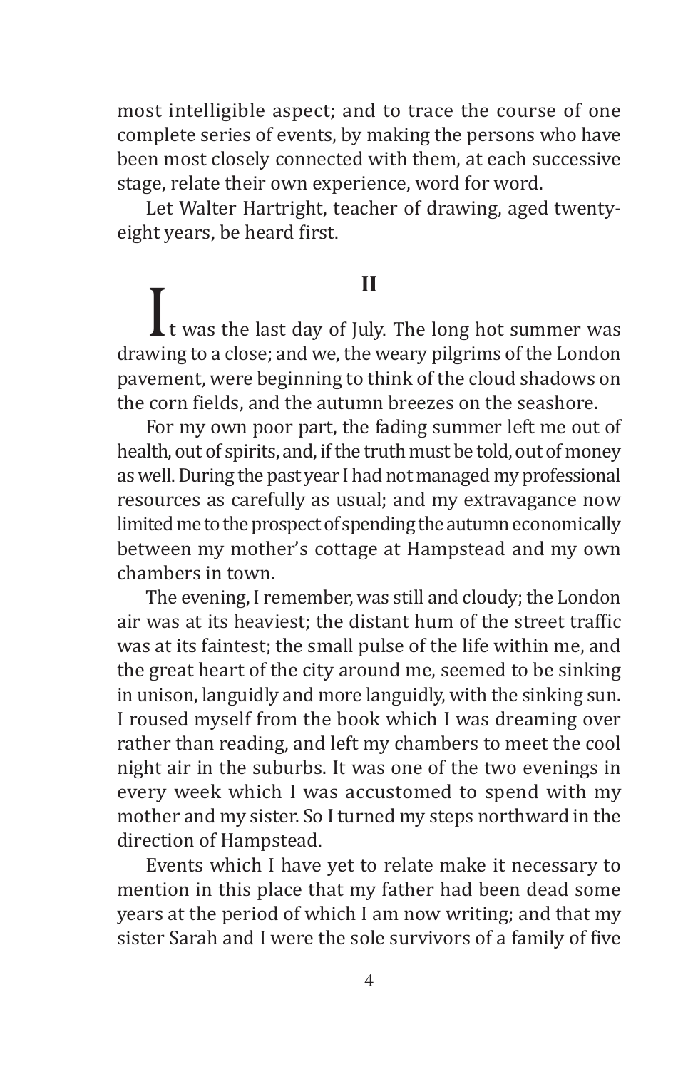most intelligible aspect; and to trace the course of one complete series of events, by making the persons who have been most closely connected with them, at each successive stage, relate their own experience, word for word.

Let Walter Hartright, teacher of drawing, aged twenty-eight years, be heard first.

## II

It was the last day of July. The long hot summer was drawing to a close; and we, the weary pilgrims of the London pavement, were beginning to think of the cloud shadows on the corn fields, and the autumn breezes on the seashore.

For my own poor part, the fading summer left me out of health, out of spirits, and, if the truth must be told, out of money as well. During the past year I had not managed my professional resources as carefully as usual; and my extravagance now limited me to the prospect of spending the autumn economically between my mother's cottage at Hampstead and my own chambers in town.

The evening, I remember, was still and cloudy; the London air was at its heaviest; the distant hum of the street traffic was at its faintest; the small pulse of the life within me, and the great heart of the city around me, seemed to be sinking in unison, languidly and more languidly, with the sinking sun. I roused myself from the book which I was dreaming over rather than reading, and left my chambers to meet the cool night air in the suburbs. It was one of the two evenings in every week which I was accustomed to spend with my mother and my sister. So I turned my steps northward in the direction of Hampstead.

Events which I have yet to relate make it necessary to mention in this place that my father had been dead some years at the period of which I am now writing; and that my sister Sarah and I were the sole survivors of a family of five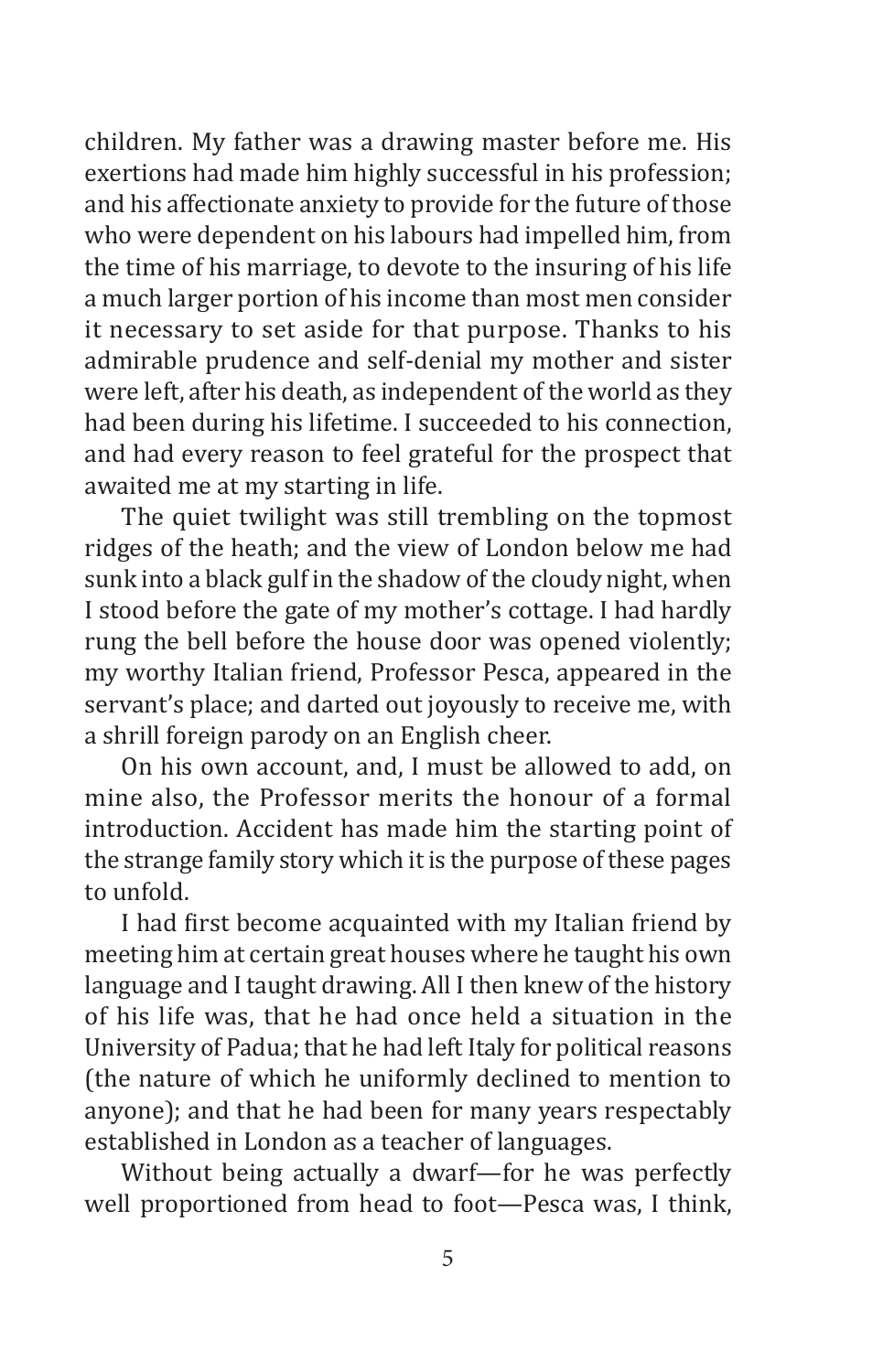children. My father was a drawing master before me. His exertions had made him highly successful in his profession; and his affectionate anxiety to provide for the future of those who were dependent on his labours had impelled him, from the time of his marriage, to devote to the insuring of his life a much larger portion of his income than most men consider it necessary to set aside for that purpose. Thanks to his admirable prudence and self-denial my mother and sister were left, after his death, as independent of the world as they had been during his lifetime. I succeeded to his connection, and had every reason to feel grateful for the prospect that awaited me at my starting in life.

The quiet twilight was still trembling on the topmost ridges of the heath; and the view of London below me had sunk into a black gulf in the shadow of the cloudy night, when I stood before the gate of my mother's cottage. I had hardly rung the bell before the house door was opened violently; my worthy Italian friend, Professor Pesca, appeared in the servant's place; and darted out joyously to receive me, with a shrill foreign parody on an English cheer.

On his own account, and, I must be allowed to add, on mine also, the Professor merits the honour of a formal introduction. Accident has made him the starting point of the strange family story which it is the purpose of these pages to unfold.

I had first become acquainted with my Italian friend by meeting him at certain great houses where he taught his own language and I taught drawing. All I then knew of the history of his life was, that he had once held a situation in the University of Padua; that he had left Italy for political reasons (the nature of which he uniformly declined to mention to anyone); and that he had been for many years respectably established in London as a teacher of languages.

Without being actually a dwarf—for he was perfectly well proportioned from head to foot—Pesca was, I think,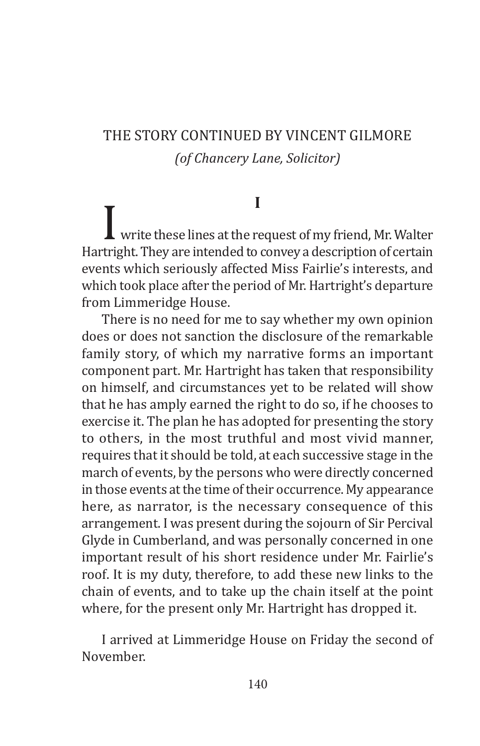## THE STORY CONTINUED BY VINCENT GILMORE

*(of Chancery Lane, Solicitor)*

### I

I write these lines at the request of my friend, Mr. Walter Hartright. They are intended to convey a description of certain events which seriously affected Miss Fairlie's interests, and which took place after the period of Mr. Hartright's departure from Limmeridge House.

There is no need for me to say whether my own opinion does or does not sanction the disclosure of the remarkable family story, of which my narrative forms an important component part. Mr. Hartright has taken that responsibility on himself, and circumstances yet to be related will show that he has amply earned the right to do so, if he chooses to exercise it. The plan he has adopted for presenting the story to others, in the most truthful and most vivid manner, requires that it should be told, at each successive stage in the march of events, by the persons who were directly concerned in those events at the time of their occurrence. My appearance here, as narrator, is the necessary consequence of this arrangement. I was present during the sojourn of Sir Percival Glyde in Cumberland, and was personally concerned in one important result of his short residence under Mr. Fairlie's roof. It is my duty, therefore, to add these new links to the chain of events, and to take up the chain itself at the point where, for the present only Mr. Hartright has dropped it.

I arrived at Limmeridge House on Friday the second of November.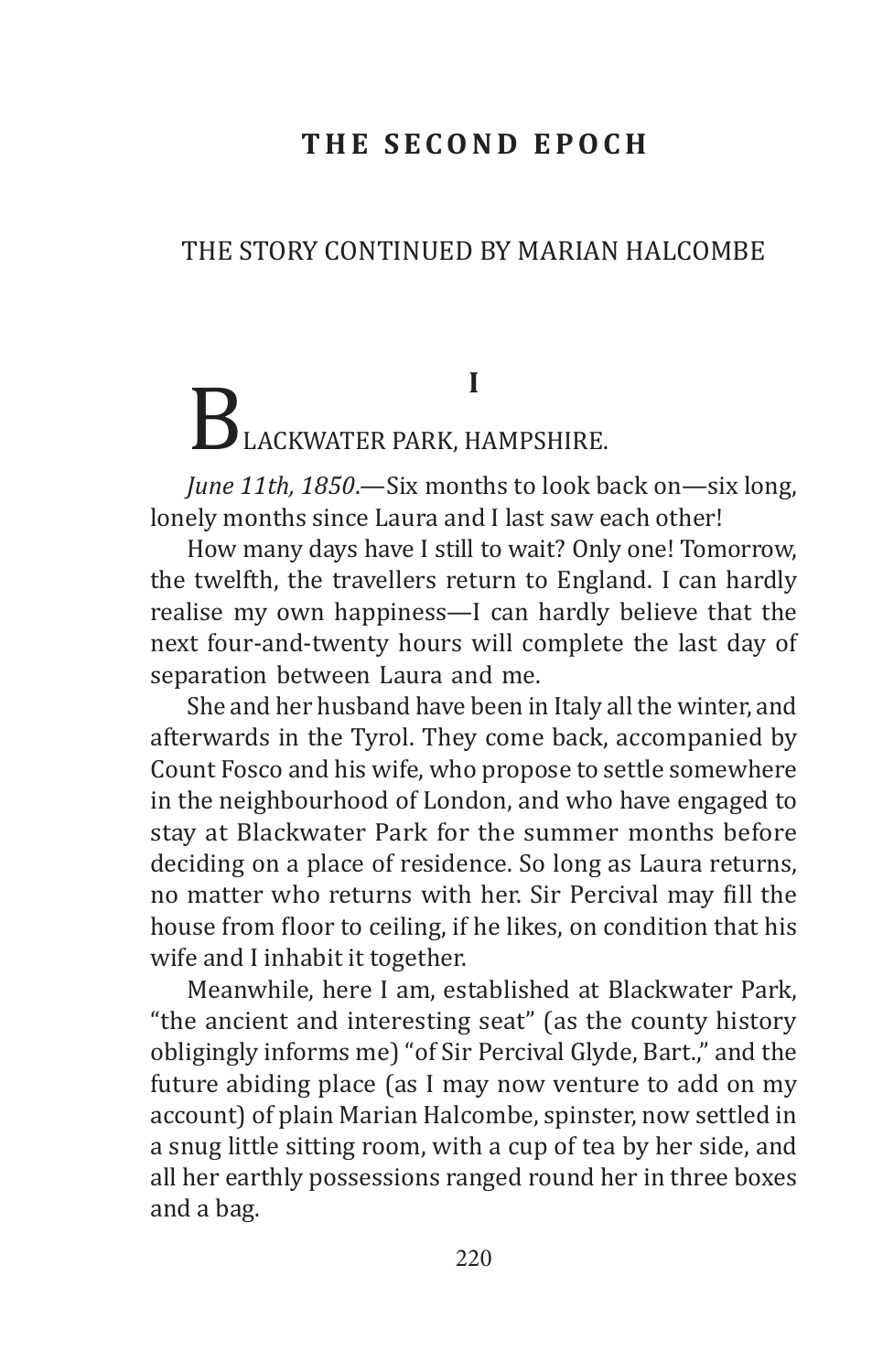# THE SECOND EPOCH

## THE STORY CONTINUED BY MARIAN HALCOMBE

### I

BLACKWATER PARK, HAMPSHIRE.

*June 11th, 1850*.—Six months to look back on—six long, lonely months since Laura and I last saw each other!

How many days have I still to wait? Only one! Tomorrow, the twelfth, the travellers return to England. I can hardly realise my own happiness—I can hardly believe that the next four-and-twenty hours will complete the last day of separation between Laura and me.

She and her husband have been in Italy all the winter, and afterwards in the Tyrol. They come back, accompanied by Count Fosco and his wife, who propose to settle somewhere in the neighbourhood of London, and who have engaged to stay at Blackwater Park for the summer months before deciding on a place of residence. So long as Laura returns, no matter who returns with her. Sir Percival may fill the house from floor to ceiling, if he likes, on condition that his wife and I inhabit it together.

Meanwhile, here I am, established at Blackwater Park, "the ancient and interesting seat" (as the county history obligingly informs me) "of Sir Percival Glyde, Bart.," and the future abiding place (as I may now venture to add on my account) of plain Marian Halcombe, spinster, now settled in a snug little sitting room, with a cup of tea by her side, and all her earthly possessions ranged round her in three boxes and a bag.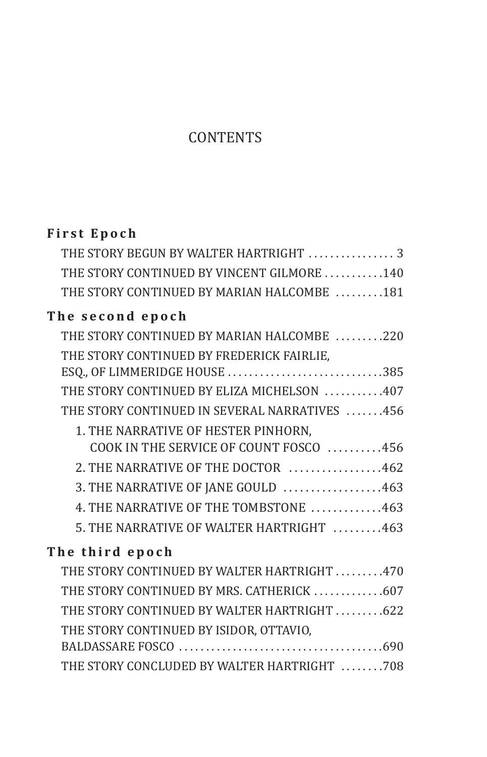# CONTENTS

## First Epoch

THE STORY BEGUN BY WALTER HARTRIGHT . . . . . . . . . . . . . . . . 3

THE STORY CONTINUED BY VINCENT GILMORE . . . . . . . . . . .140

THE STORY CONTINUED BY MARIAN HALCOMBE . . . . . . . . .181

## The second epoch

THE STORY CONTINUED BY MARIAN HALCOMBE . . . . . . . . .220

THE STORY CONTINUED BY FREDERICK FAIRLIE, ESQ., OF LIMMERIDGE HOUSE . . . . . . . . . . . . . . . . . . . . . . . . . . . .385

THE STORY CONTINUED BY ELIZA MICHELSON . . . . . . . . . . .407

THE STORY CONTINUED IN SEVERAL NARRATIVES . . . . . . .456

1. THE NARRATIVE OF HESTER PINHORN, COOK IN THE SERVICE OF COUNT FOSCO . . . . . . . . . .456
2. THE NARRATIVE OF THE DOCTOR . . . . . . . . . . . . . . . . .462
3. THE NARRATIVE OF JANE GOULD . . . . . . . . . . . . . . . . . .463
4. THE NARRATIVE OF THE TOMBSTONE . . . . . . . . . . . . .463
5. THE NARRATIVE OF WALTER HARTRIGHT . . . . . . . . .463

## The third epoch

THE STORY CONTINUED BY WALTER HARTRIGHT . . . . . . . . .470

THE STORY CONTINUED BY MRS. CATHERICK . . . . . . . . . . . . .607

THE STORY CONTINUED BY WALTER HARTRIGHT . . . . . . . . .622

THE STORY CONTINUED BY ISIDOR, OTTAVIO, BALDASSARE FOSCO . . . . . . . . . . . . . . . . . . . . . . . . . . . . . . . . . . . . .690

THE STORY CONCLUDED BY WALTER HARTRIGHT . . . . . . . .708